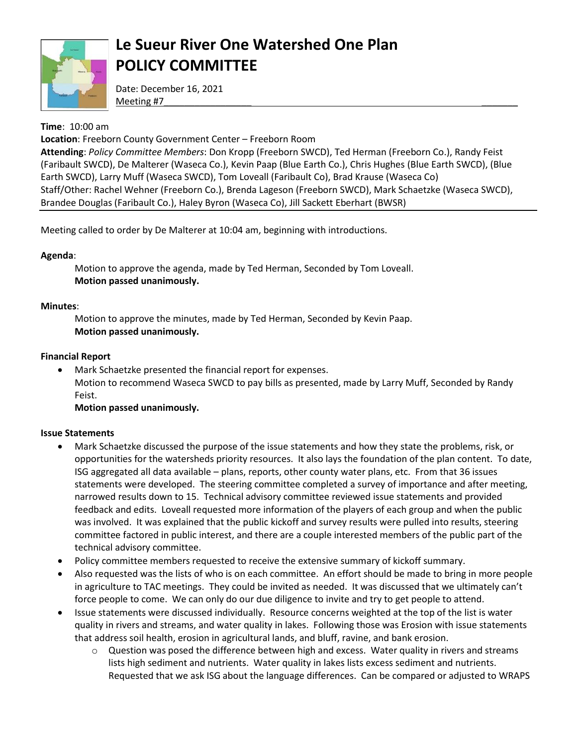# Le Sueur River One Watershed One Plan
# POLICY COMMITTEE

Date: December 16, 2021
Meeting #7

**Time**: 10:00 am
**Location**: Freeborn County Government Center – Freeborn Room
**Attending**: *Policy Committee Members*: Don Kropp (Freeborn SWCD), Ted Herman (Freeborn Co.), Randy Feist (Faribault SWCD), De Malterer (Waseca Co.), Kevin Paap (Blue Earth Co.), Chris Hughes (Blue Earth SWCD), (Blue Earth SWCD), Larry Muff (Waseca SWCD), Tom Loveall (Faribault Co), Brad Krause (Waseca Co)
Staff/Other: Rachel Wehner (Freeborn Co.), Brenda Lageson (Freeborn SWCD), Mark Schaetzke (Waseca SWCD), Brandee Douglas (Faribault Co.), Haley Byron (Waseca Co), Jill Sackett Eberhart (BWSR)

---

Meeting called to order by De Malterer at 10:04 am, beginning with introductions.

**Agenda**:

Motion to approve the agenda, made by Ted Herman, Seconded by Tom Loveall.
**Motion passed unanimously.**

**Minutes**:

Motion to approve the minutes, made by Ted Herman, Seconded by Kevin Paap.
**Motion passed unanimously.**

**Financial Report**

- Mark Schaetzke presented the financial report for expenses.
  Motion to recommend Waseca SWCD to pay bills as presented, made by Larry Muff, Seconded by Randy Feist.
  **Motion passed unanimously.**

**Issue Statements**

- Mark Schaetzke discussed the purpose of the issue statements and how they state the problems, risk, or opportunities for the watersheds priority resources. It also lays the foundation of the plan content. To date, ISG aggregated all data available – plans, reports, other county water plans, etc. From that 36 issues statements were developed. The steering committee completed a survey of importance and after meeting, narrowed results down to 15. Technical advisory committee reviewed issue statements and provided feedback and edits. Loveall requested more information of the players of each group and when the public was involved. It was explained that the public kickoff and survey results were pulled into results, steering committee factored in public interest, and there are a couple interested members of the public part of the technical advisory committee.
- Policy committee members requested to receive the extensive summary of kickoff summary.
- Also requested was the lists of who is on each committee. An effort should be made to bring in more people in agriculture to TAC meetings. They could be invited as needed. It was discussed that we ultimately can't force people to come. We can only do our due diligence to invite and try to get people to attend.
- Issue statements were discussed individually. Resource concerns weighted at the top of the list is water quality in rivers and streams, and water quality in lakes. Following those was Erosion with issue statements that address soil health, erosion in agricultural lands, and bluff, ravine, and bank erosion.
  - Question was posed the difference between high and excess. Water quality in rivers and streams lists high sediment and nutrients. Water quality in lakes lists excess sediment and nutrients. Requested that we ask ISG about the language differences. Can be compared or adjusted to WRAPS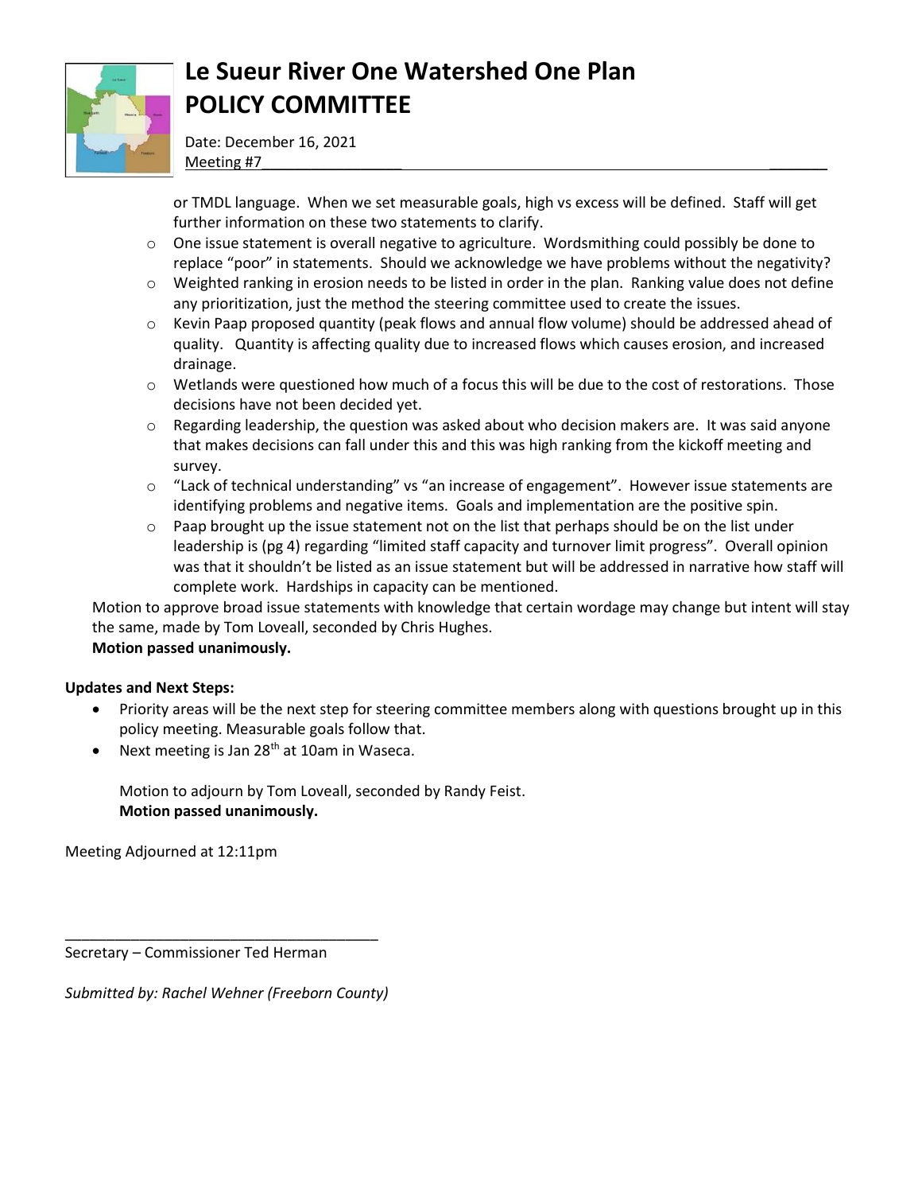- or TMDL language. When we set measurable goals, high vs excess will be defined. Staff will get further information on these two statements to clarify.
- One issue statement is overall negative to agriculture. Wordsmithing could possibly be done to replace "poor" in statements. Should we acknowledge we have problems without the negativity?
- Weighted ranking in erosion needs to be listed in order in the plan. Ranking value does not define any prioritization, just the method the steering committee used to create the issues.
- Kevin Paap proposed quantity (peak flows and annual flow volume) should be addressed ahead of quality. Quantity is affecting quality due to increased flows which causes erosion, and increased drainage.
- Wetlands were questioned how much of a focus this will be due to the cost of restorations. Those decisions have not been decided yet.
- Regarding leadership, the question was asked about who decision makers are. It was said anyone that makes decisions can fall under this and this was high ranking from the kickoff meeting and survey.
- "Lack of technical understanding" vs "an increase of engagement". However issue statements are identifying problems and negative items. Goals and implementation are the positive spin.
- Paap brought up the issue statement not on the list that perhaps should be on the list under leadership is (pg 4) regarding "limited staff capacity and turnover limit progress". Overall opinion was that it shouldn't be listed as an issue statement but will be addressed in narrative how staff will complete work. Hardships in capacity can be mentioned.

Motion to approve broad issue statements with knowledge that certain wordage may change but intent will stay the same, made by Tom Loveall, seconded by Chris Hughes.
**Motion passed unanimously.**

**Updates and Next Steps:**

- Priority areas will be the next step for steering committee members along with questions brought up in this policy meeting. Measurable goals follow that.
- Next meeting is Jan 28th at 10am in Waseca.

Motion to adjourn by Tom Loveall, seconded by Randy Feist.
**Motion passed unanimously.**

Meeting Adjourned at 12:11pm

\_\_\_\_\_\_\_\_\_\_\_\_\_\_\_\_\_\_\_\_\_\_\_\_\_\_\_\_\_\_\_\_\_\_\_\_\_\_\_\_
Secretary – Commissioner Ted Herman

*Submitted by: Rachel Wehner (Freeborn County)*